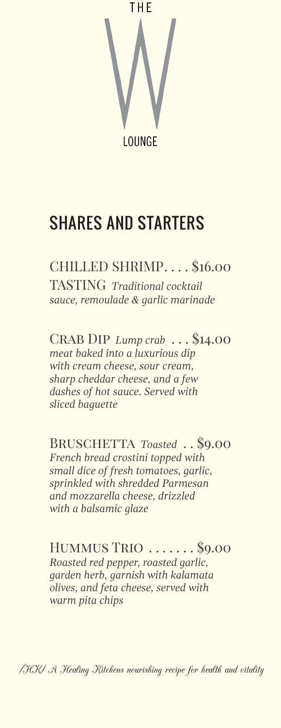THE

W

LOUNGE

## SHARES AND STARTERS

**CHILLED SHRIMP TASTING** . . . . $16.00
*Traditional cocktail sauce, remoulade & garlic marinade*

**CRAB DIP** . . . $14.00
*Lump crab meat baked into a luxurious dip with cream cheese, sour cream, sharp cheddar cheese, and a few dashes of hot sauce. Served with sliced baguette*

**BRUSCHETTA** . . $9.00
*Toasted French bread crostini topped with small dice of fresh tomatoes, garlic, sprinkled with shredded Parmesan and mozzarella cheese, drizzled with a balsamic glaze*

**HUMMUS TRIO** . . . . . . . $9.00
*Roasted red pepper, roasted garlic, garden herb, garnish with kalamata olives, and feta cheese, served with warm pita chips*

*(HK) A Healing Kitchens nourishing recipe for health and vitality*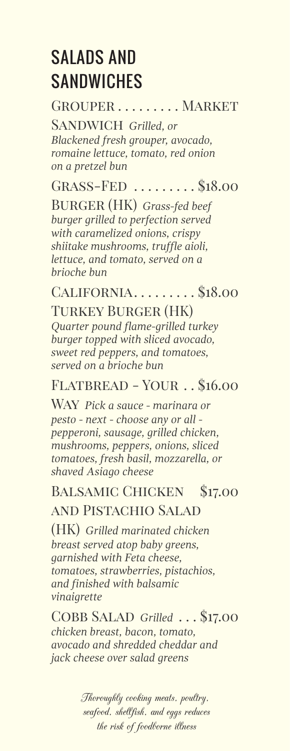# SALADS AND SANDWICHES

**Grouper Sandwich** ......... Market
*Grilled, or Blackened fresh grouper, avocado, romaine lettuce, tomato, red onion on a pretzel bun*

**Grass-Fed Burger (HK)** ......... $18.00
*Grass-fed beef burger grilled to perfection served with caramelized onions, crispy shiitake mushrooms, truffle aioli, lettuce, and tomato, served on a brioche bun*

**California Turkey Burger (HK)** ......... $18.00
*Quarter pound flame-grilled turkey burger topped with sliced avocado, sweet red peppers, and tomatoes, served on a brioche bun*

**Flatbread - Your Way** .. $16.00
*Pick a sauce - marinara or pesto - next - choose any or all - pepperoni, sausage, grilled chicken, mushrooms, peppers, onions, sliced tomatoes, fresh basil, mozzarella, or shaved Asiago cheese*

**Balsamic Chicken and Pistachio Salad (HK)** $17.00
*Grilled marinated chicken breast served atop baby greens, garnished with Feta cheese, tomatoes, strawberries, pistachios, and finished with balsamic vinaigrette*

**Cobb Salad** ... $17.00
*Grilled chicken breast, bacon, tomato, avocado and shredded cheddar and jack cheese over salad greens*

*Thoroughly cooking meats, poultry, seafood, shellfish, and eggs reduces the risk of foodborne illness*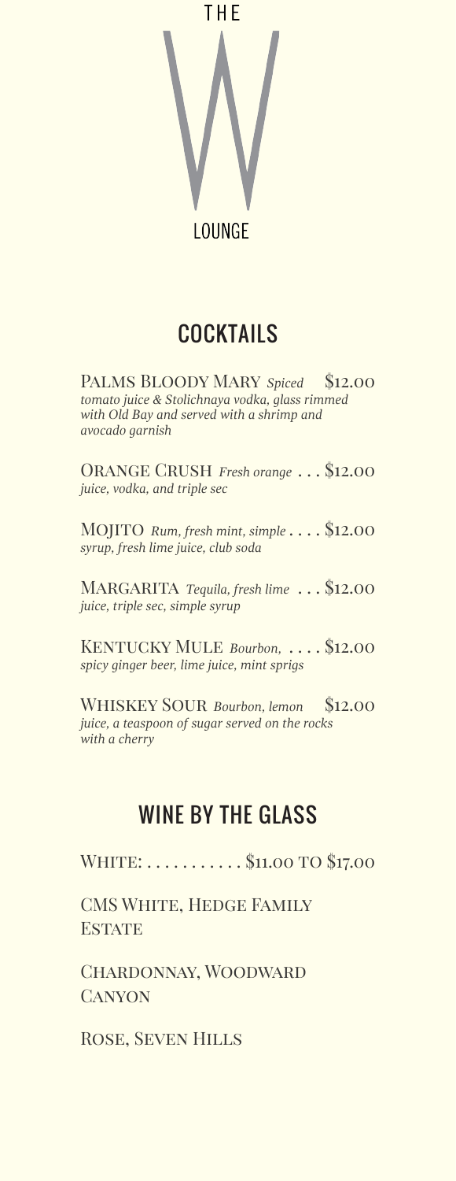THE

# W

LOUNGE

## COCKTAILS

PALMS BLOODY MARY *Spiced tomato juice & Stolichnaya vodka, glass rimmed with Old Bay and served with a shrimp and avocado garnish* $12.00

ORANGE CRUSH *Fresh orange juice, vodka, and triple sec* . . . $12.00

MOJITO *Rum, fresh mint, simple syrup, fresh lime juice, club soda* . . . . $12.00

MARGARITA *Tequila, fresh lime juice, triple sec, simple syrup* . . . $12.00

KENTUCKY MULE *Bourbon, spicy ginger beer, lime juice, mint sprigs* . . . . $12.00

WHISKEY SOUR *Bourbon, lemon juice, a teaspoon of sugar served on the rocks with a cherry* $12.00

## WINE BY THE GLASS

WHITE: . . . . . . . . . . . $11.00 TO $17.00

CMS WHITE, HEDGE FAMILY ESTATE

CHARDONNAY, WOODWARD CANYON

ROSE, SEVEN HILLS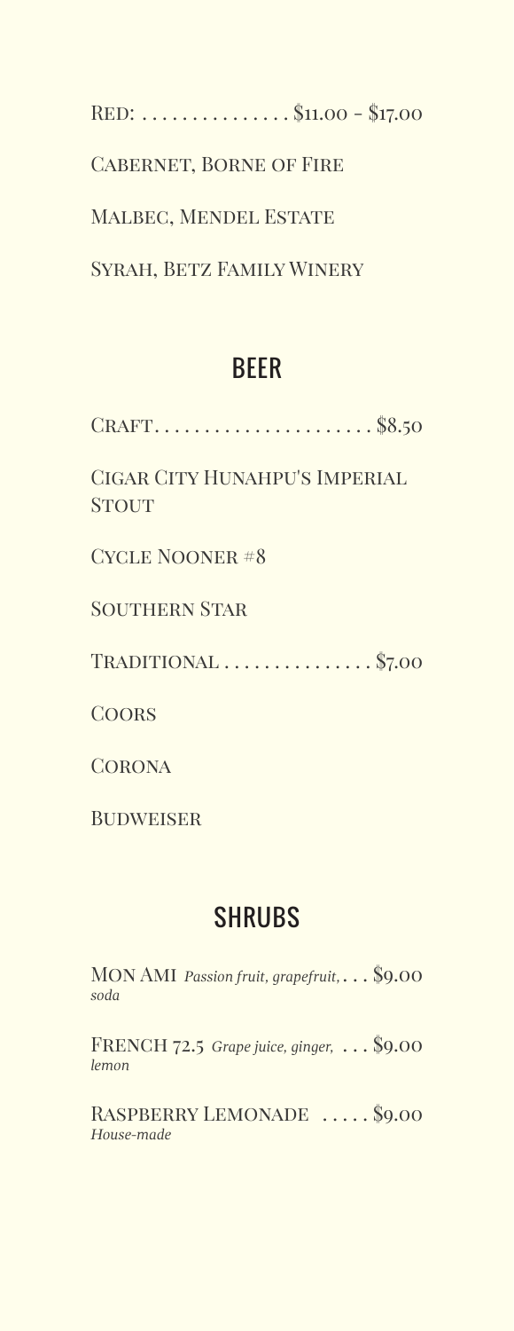Red: . . . . . . . . . . . . . . . $11.00 - $17.00

Cabernet, Borne of Fire

Malbec, Mendel Estate

Syrah, Betz Family Winery

## BEER

Craft. . . . . . . . . . . . . . . . . . . . . . $8.50

Cigar City Hunahpu's Imperial Stout

Cycle Nooner #8

Southern Star

Traditional . . . . . . . . . . . . . . . $7.00

Coors

Corona

Budweiser

## SHRUBS

Mon Ami *Passion fruit, grapefruit, soda* . . . $9.00

French 72.5 *Grape juice, ginger, lemon* . . . $9.00

Raspberry Lemonade . . . . . $9.00
*House-made*